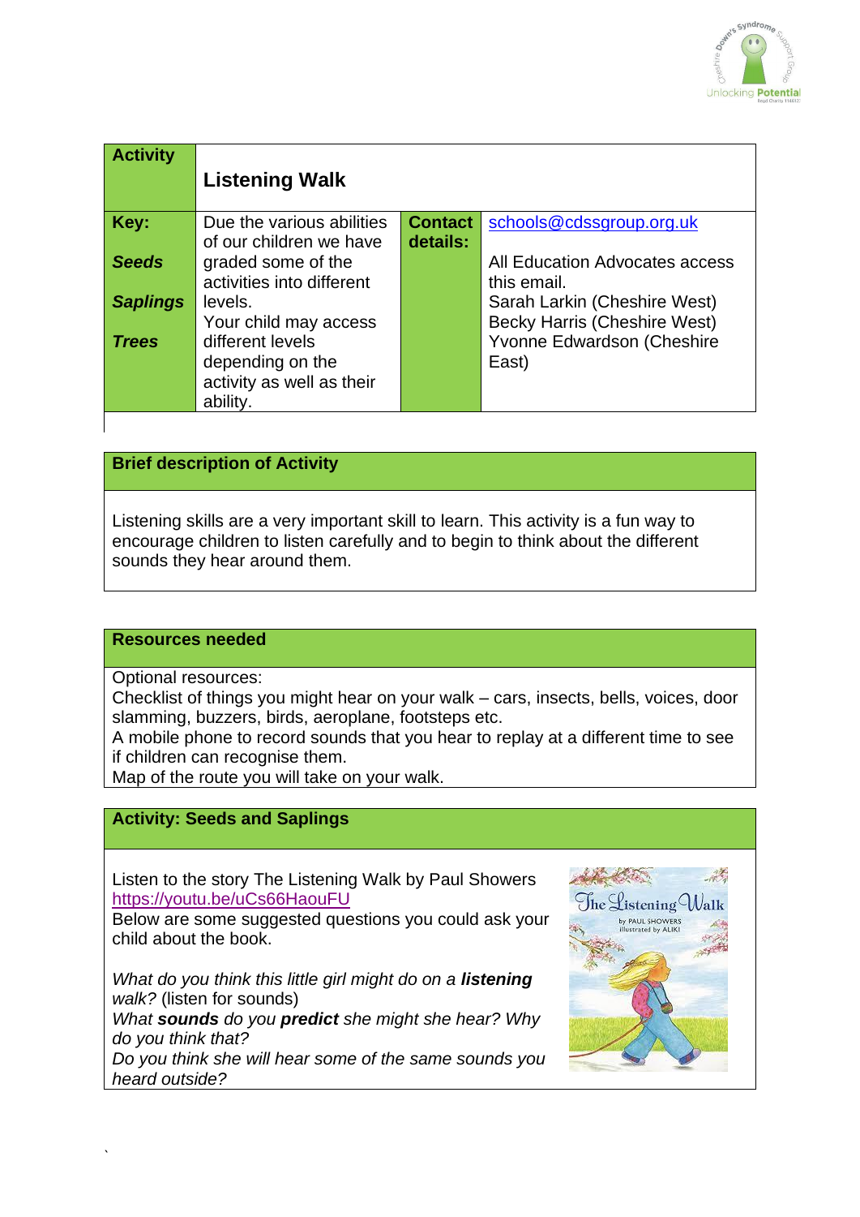| Activity | Listening Walk | | |
|---|---|---|---|
| **Key:**<br><br>***Seeds***<br><br>***Saplings***<br><br>***Trees*** | Due the various abilities of our children we have graded some of the activities into different levels.<br>Your child may access different levels depending on the activity as well as their ability. | **Contact details:** | schools@cdssgroup.org.uk<br><br>All Education Advocates access this email.<br>Sarah Larkin (Cheshire West)<br>Becky Harris (Cheshire West)<br>Yvonne Edwardson (Cheshire East) |

## Brief description of Activity

Listening skills are a very important skill to learn. This activity is a fun way to encourage children to listen carefully and to begin to think about the different sounds they hear around them.

## Resources needed

Optional resources:
Checklist of things you might hear on your walk – cars, insects, bells, voices, door slamming, buzzers, birds, aeroplane, footsteps etc.
A mobile phone to record sounds that you hear to replay at a different time to see if children can recognise them.
Map of the route you will take on your walk.

## Activity: Seeds and Saplings

Listen to the story The Listening Walk by Paul Showers
https://youtu.be/uCs66HaouFU
Below are some suggested questions you could ask your child about the book.

*What do you think this little girl might do on a **listening walk?*** (listen for sounds)
*What **sounds** do you **predict** she might she hear? Why do you think that?*
*Do you think she will hear some of the same sounds you heard outside?*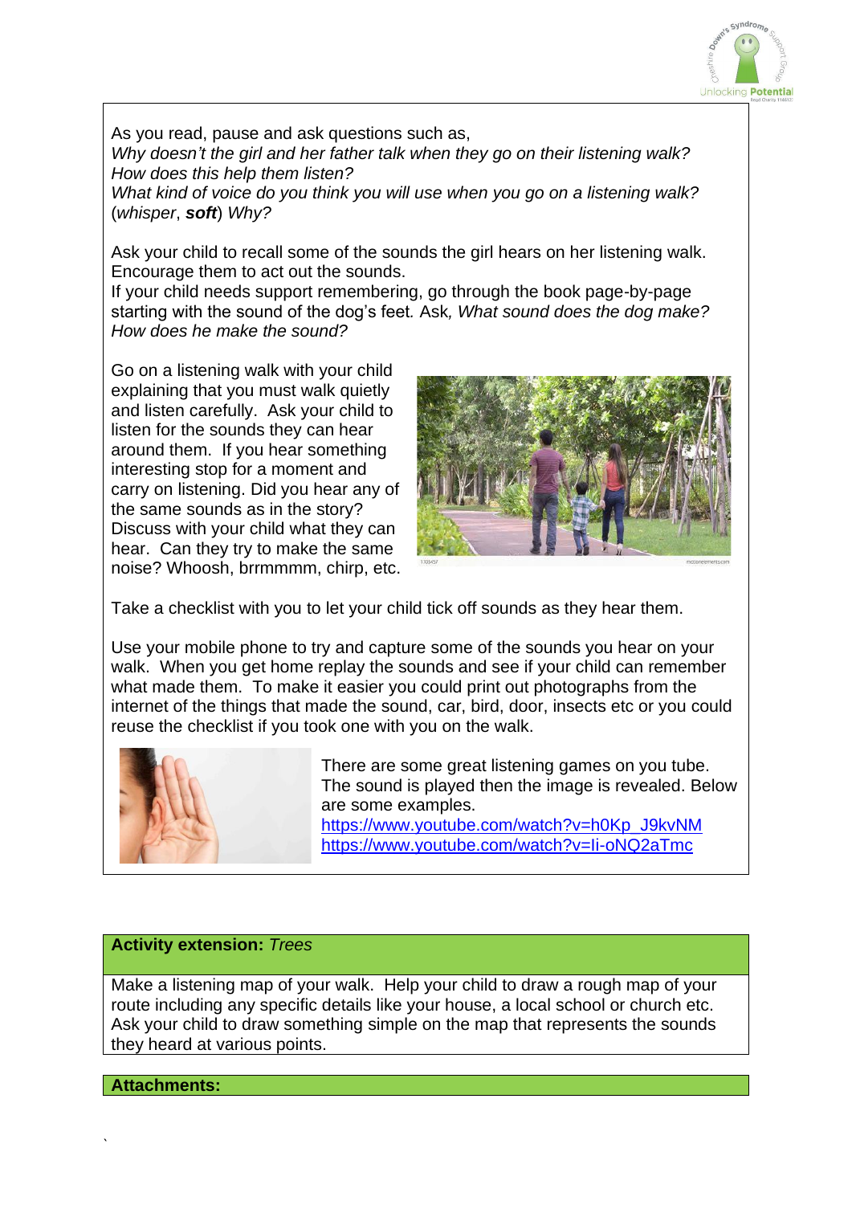As you read, pause and ask questions such as,
*Why doesn't the girl and her father talk when they go on their listening walk?*
*How does this help them listen?*
*What kind of voice do you think you will use when you go on a listening walk?*
(*whisper*, ***soft***) *Why?*

Ask your child to recall some of the sounds the girl hears on her listening walk. Encourage them to act out the sounds.
If your child needs support remembering, go through the book page-by-page starting with the sound of the dog's feet. Ask, *What sound does the dog make? How does he make the sound?*

Go on a listening walk with your child explaining that you must walk quietly and listen carefully. Ask your child to listen for the sounds they can hear around them. If you hear something interesting stop for a moment and carry on listening. Did you hear any of the same sounds as in the story? Discuss with your child what they can hear. Can they try to make the same noise? Whoosh, brrmmmm, chirp, etc.

Take a checklist with you to let your child tick off sounds as they hear them.

Use your mobile phone to try and capture some of the sounds you hear on your walk. When you get home replay the sounds and see if your child can remember what made them. To make it easier you could print out photographs from the internet of the things that made the sound, car, bird, door, insects etc or you could reuse the checklist if you took one with you on the walk.

There are some great listening games on you tube. The sound is played then the image is revealed. Below are some examples.
https://www.youtube.com/watch?v=h0Kp_J9kvNM
https://www.youtube.com/watch?v=Ii-oNQ2aTmc

**Activity extension:** *Trees*

Make a listening map of your walk. Help your child to draw a rough map of your route including any specific details like your house, a local school or church etc. Ask your child to draw something simple on the map that represents the sounds they heard at various points.

**Attachments:**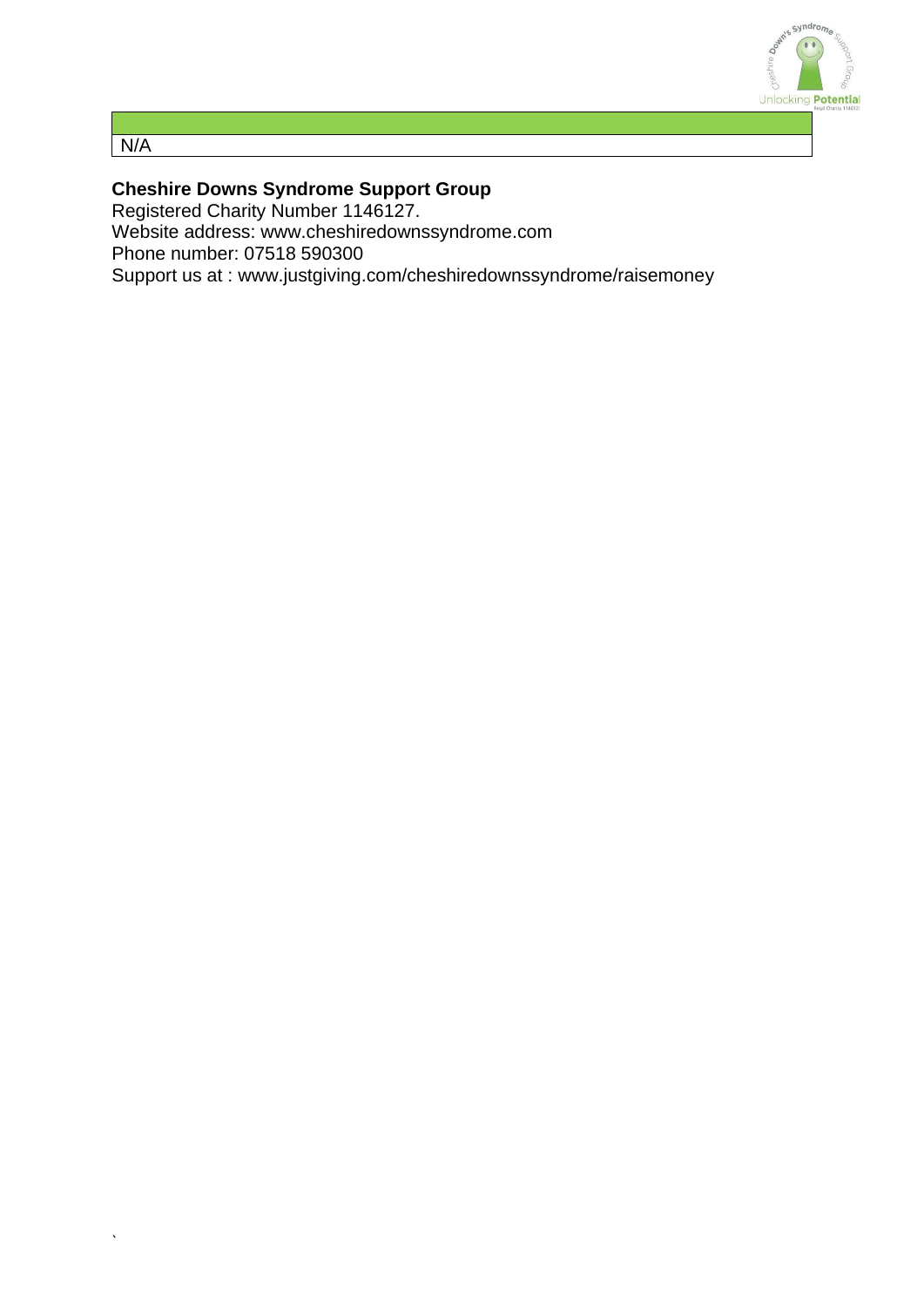| |
|---|
| N/A |

**Cheshire Downs Syndrome Support Group**
Registered Charity Number 1146127.
Website address: www.cheshiredownssyndrome.com
Phone number: 07518 590300
Support us at : www.justgiving.com/cheshiredownssyndrome/raisemoney